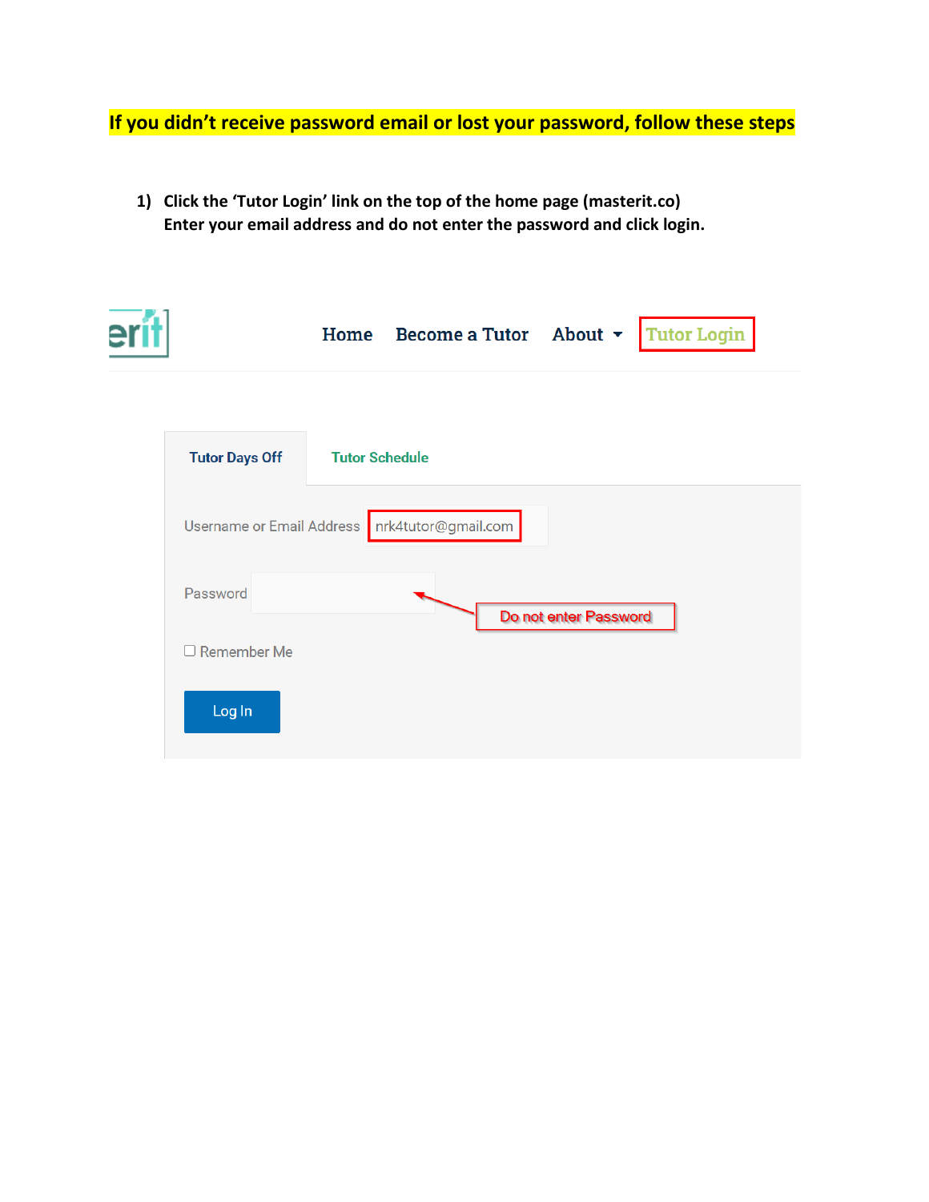**If you didn't receive password email or lost your password, follow these steps**

1) **Click the 'Tutor Login' link on the top of the home page (masterit.co)
Enter your email address and do not enter the password and click login.**

erit

Home Become a Tutor About Tutor Login

Tutor Days Off | Tutor Schedule

Username or Email Address nrk4tutor@gmail.com

Password

Do not enter Password

Remember Me

Log In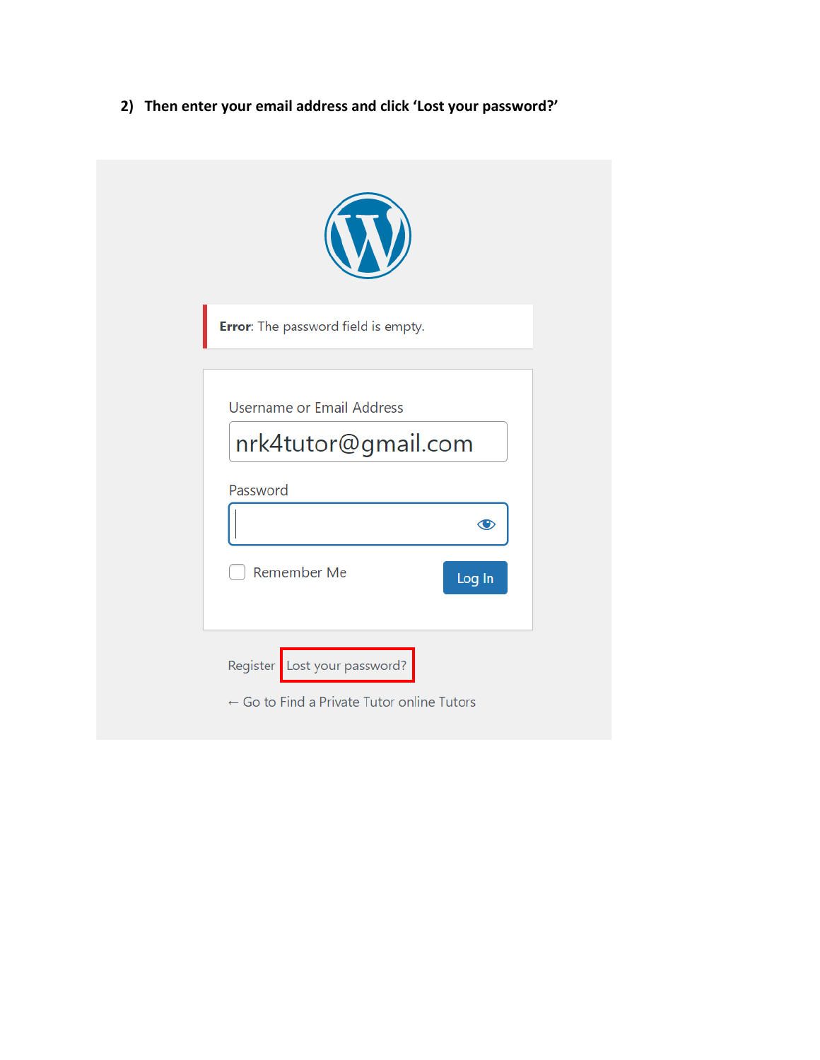2) **Then enter your email address and click 'Lost your password?'**

**Error**: The password field is empty.

Username or Email Address

nrk4tutor@gmail.com

Password

Remember Me

Log In

Register Lost your password?

← Go to Find a Private Tutor online Tutors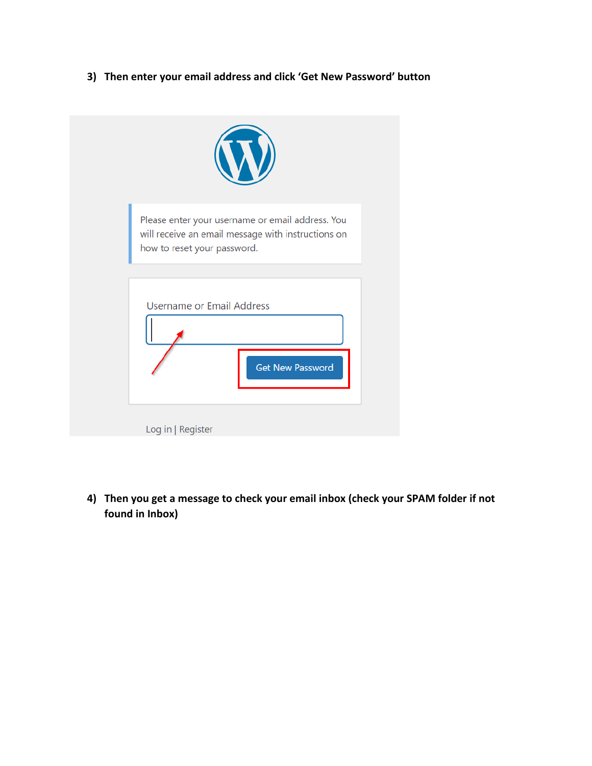3) **Then enter your email address and click 'Get New Password' button**

Please enter your username or email address. You will receive an email message with instructions on how to reset your password.

Username or Email Address

Get New Password

Log in | Register

4) **Then you get a message to check your email inbox (check your SPAM folder if not found in Inbox)**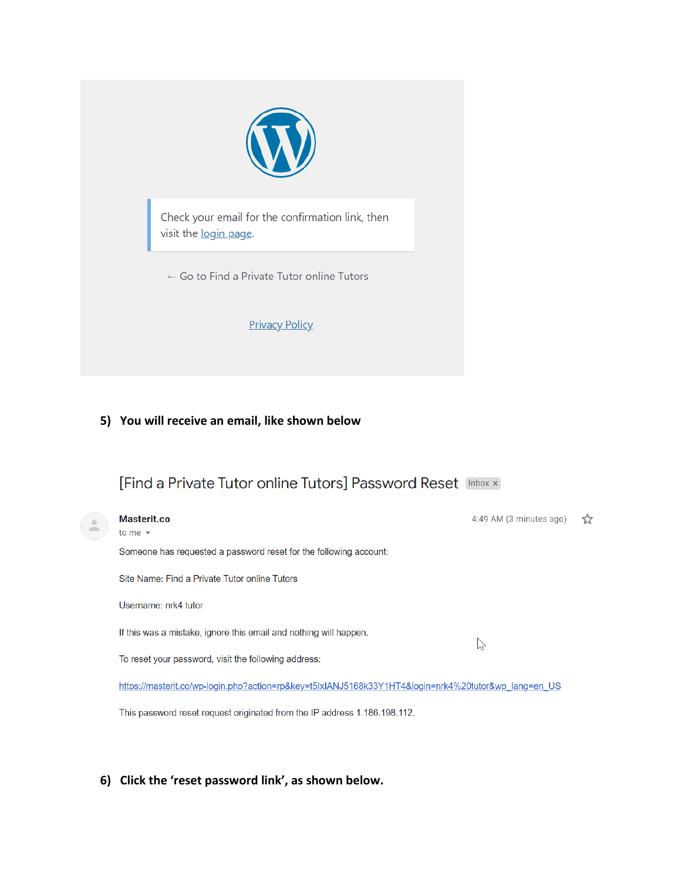Check your email for the confirmation link, then visit the login page.

← Go to Find a Private Tutor online Tutors

Privacy Policy

**5) You will receive an email, like shown below**

[Find a Private Tutor online Tutors] Password Reset Inbox x

**Masterit.co**

to me

4:49 AM (3 minutes ago)

Someone has requested a password reset for the following account:

Site Name: Find a Private Tutor online Tutors

Username: nrk4 tutor

If this was a mistake, ignore this email and nothing will happen.

To reset your password, visit the following address:

https://masterit.co/wp-login.php?action=rp&key=t5lxIANJ5168k33Y1HT4&login=nrk4%20tutor&wp_lang=en_US

This password reset request originated from the IP address 1.186.198.112.

**6) Click the 'reset password link', as shown below.**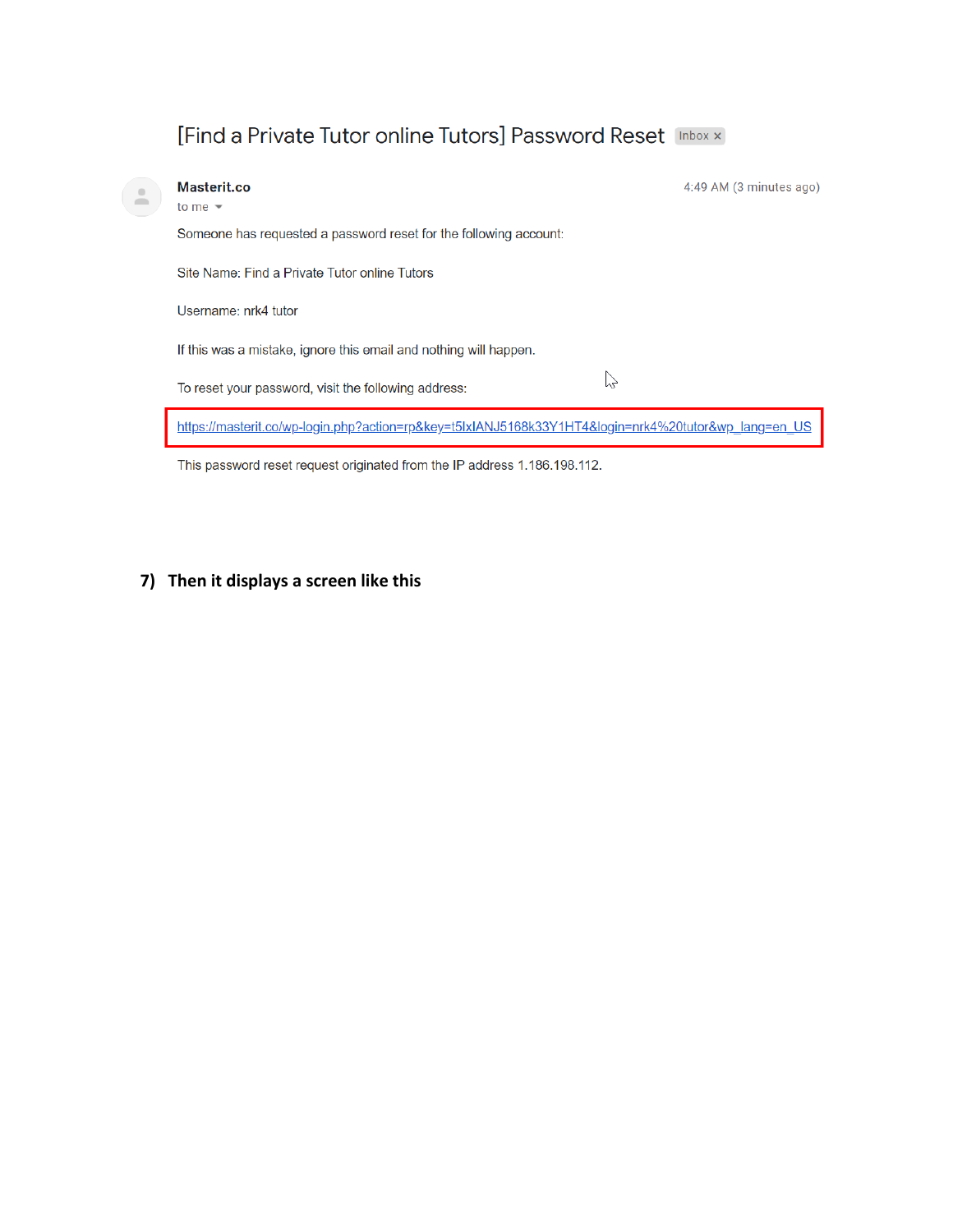# [Find a Private Tutor online Tutors] Password Reset

Inbox

**Masterit.co**

to me

4:49 AM (3 minutes ago)

Someone has requested a password reset for the following account:

Site Name: Find a Private Tutor online Tutors

Username: nrk4 tutor

If this was a mistake, ignore this email and nothing will happen.

To reset your password, visit the following address:

https://masterit.co/wp-login.php?action=rp&key=t5IxIANJ5168k33Y1HT4&login=nrk4%20tutor&wp_lang=en_US

This password reset request originated from the IP address 1.186.198.112.

**7) Then it displays a screen like this**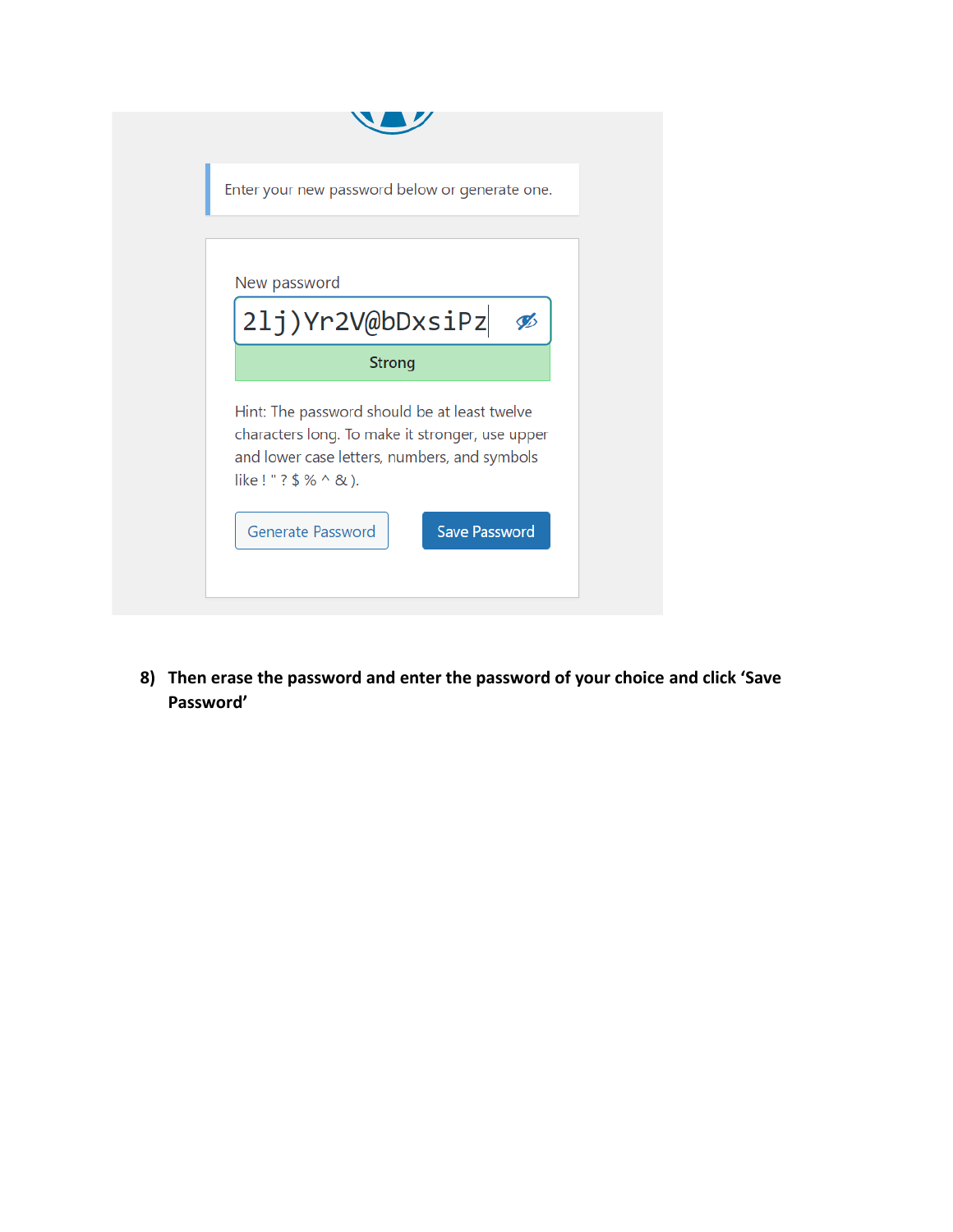Enter your new password below or generate one.

New password

2lj)Yr2V@bDxsiPz

Strong

Hint: The password should be at least twelve characters long. To make it stronger, use upper and lower case letters, numbers, and symbols like ! " ? $ % ^ & ).

Generate Password

Save Password

8) **Then erase the password and enter the password of your choice and click 'Save Password'**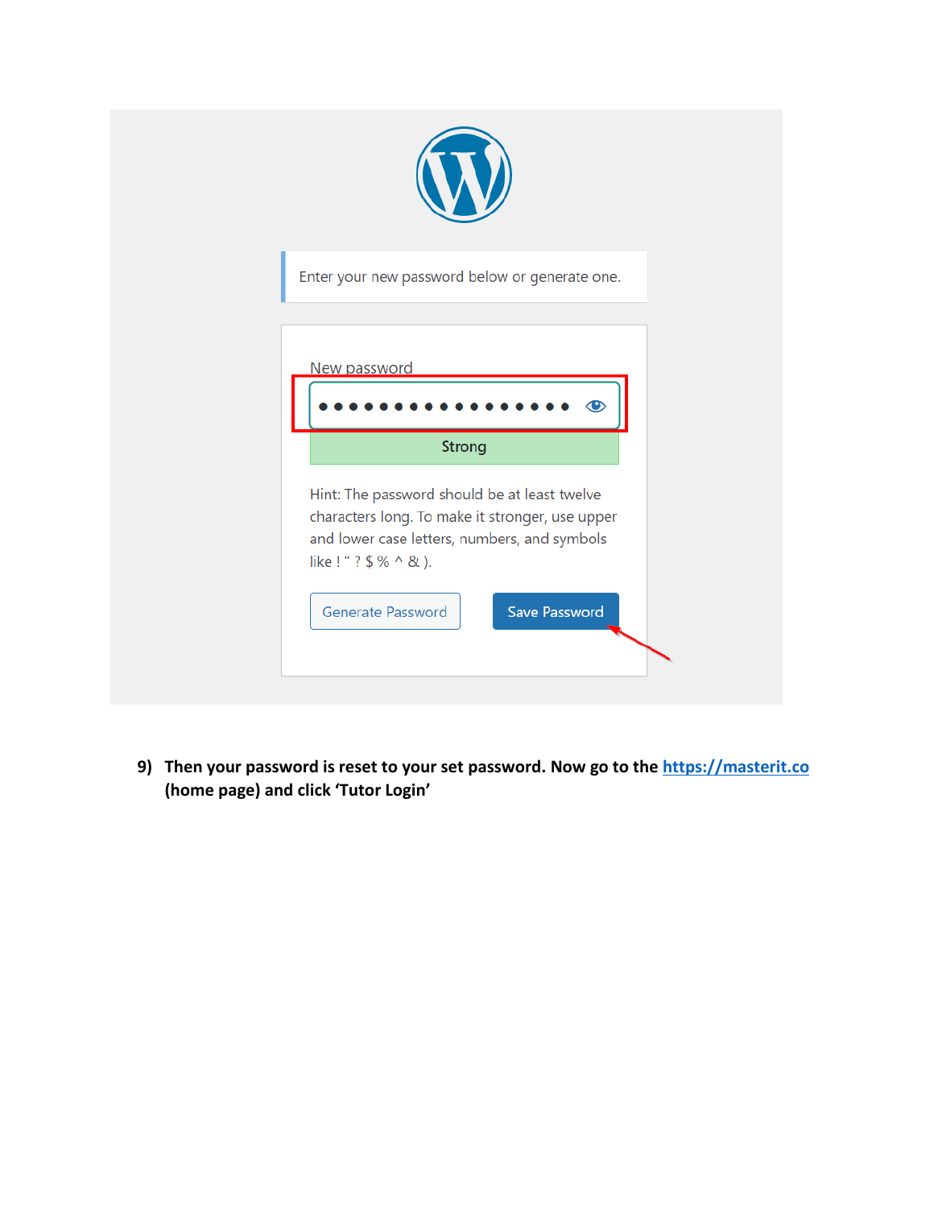Enter your new password below or generate one.

New password

Strong

Hint: The password should be at least twelve characters long. To make it stronger, use upper and lower case letters, numbers, and symbols like ! " ? $ % ^ & ).

Generate Password

Save Password

9) **Then your password is reset to your set password. Now go to the [https://masterit.co](https://masterit.co) (home page) and click 'Tutor Login'**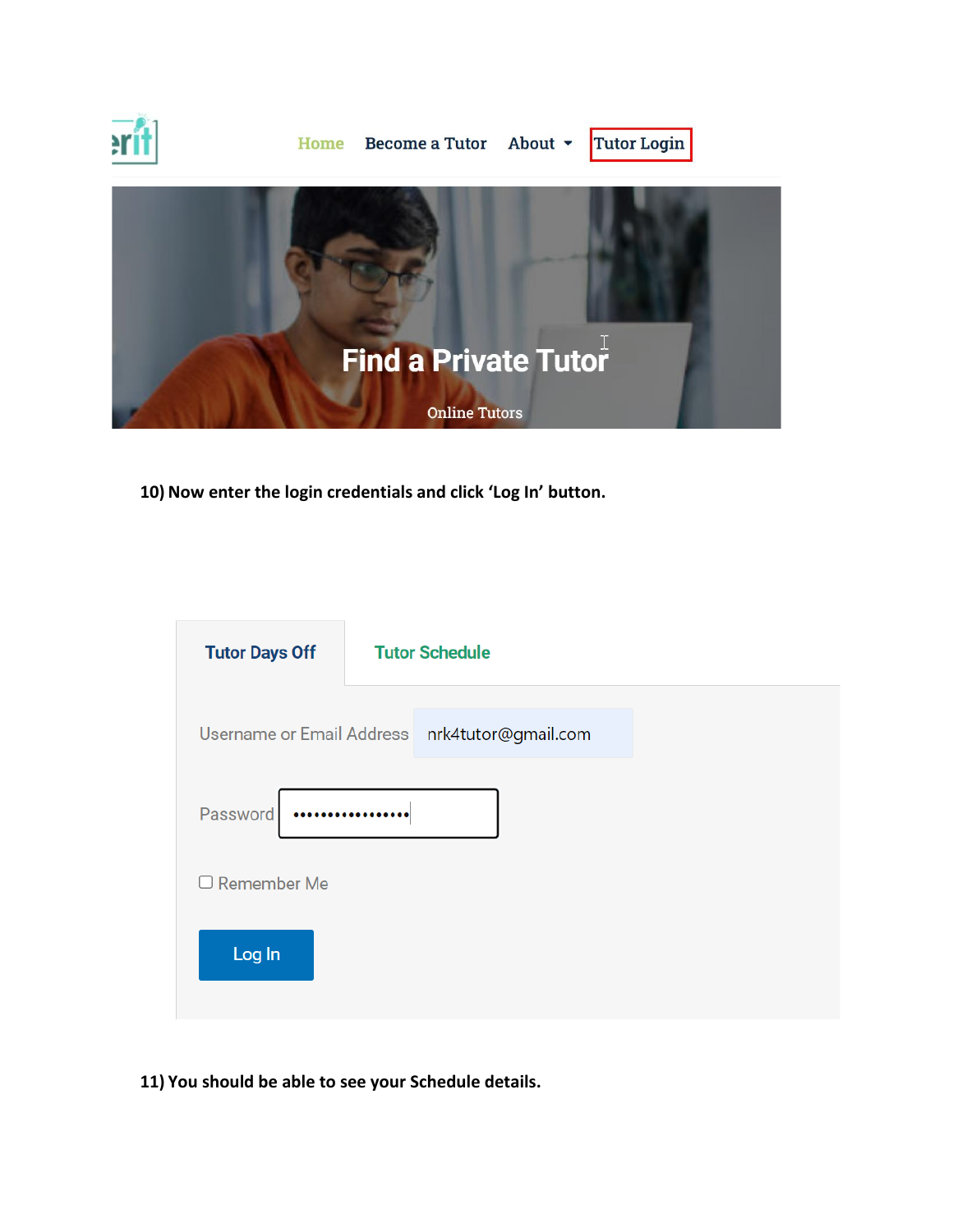Home Become a Tutor About Tutor Login

Find a Private Tutor

Online Tutors

**10) Now enter the login credentials and click 'Log In' button.**

Tutor Days Off Tutor Schedule

Username or Email Address nrk4tutor@gmail.com

Password ••••••••••••••••

Remember Me

Log In

**11) You should be able to see your Schedule details.**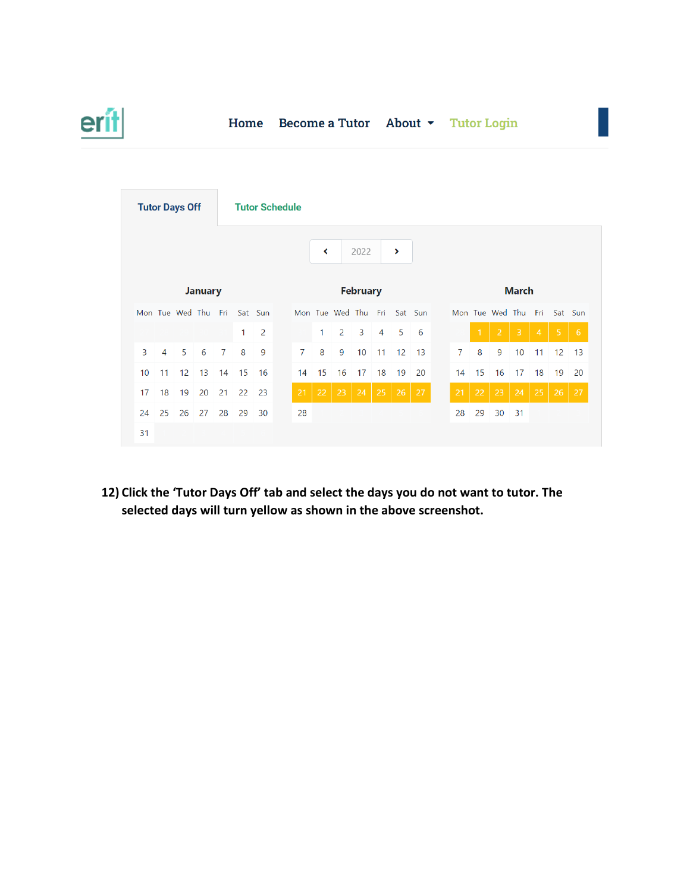Home Become a Tutor About Tutor Login

Tutor Days Off | Tutor Schedule

2022

**January**

| Mon | Tue | Wed | Thu | Fri | Sat | Sun |
| --- | --- | --- | --- | --- | --- | --- |
| | | | | | 1 | 2 |
| 3 | 4 | 5 | 6 | 7 | 8 | 9 |
| 10 | 11 | 12 | 13 | 14 | 15 | 16 |
| 17 | 18 | 19 | 20 | 21 | 22 | 23 |
| 24 | 25 | 26 | 27 | 28 | 29 | 30 |
| 31 | | | | | | |

**February**

| Mon | Tue | Wed | Thu | Fri | Sat | Sun |
| --- | --- | --- | --- | --- | --- | --- |
| | 1 | 2 | 3 | 4 | 5 | 6 |
| 7 | 8 | 9 | 10 | 11 | 12 | 13 |
| 14 | 15 | 16 | 17 | 18 | 19 | 20 |
| 21 | 22 | 23 | 24 | 25 | 26 | 27 |
| 28 | | | | | | |

**March**

| Mon | Tue | Wed | Thu | Fri | Sat | Sun |
| --- | --- | --- | --- | --- | --- | --- |
| | 1 | 2 | 3 | 4 | 5 | 6 |
| 7 | 8 | 9 | 10 | 11 | 12 | 13 |
| 14 | 15 | 16 | 17 | 18 | 19 | 20 |
| 21 | 22 | 23 | 24 | 25 | 26 | 27 |
| 28 | 29 | 30 | 31 | | | |

**12) Click the 'Tutor Days Off' tab and select the days you do not want to tutor. The selected days will turn yellow as shown in the above screenshot.**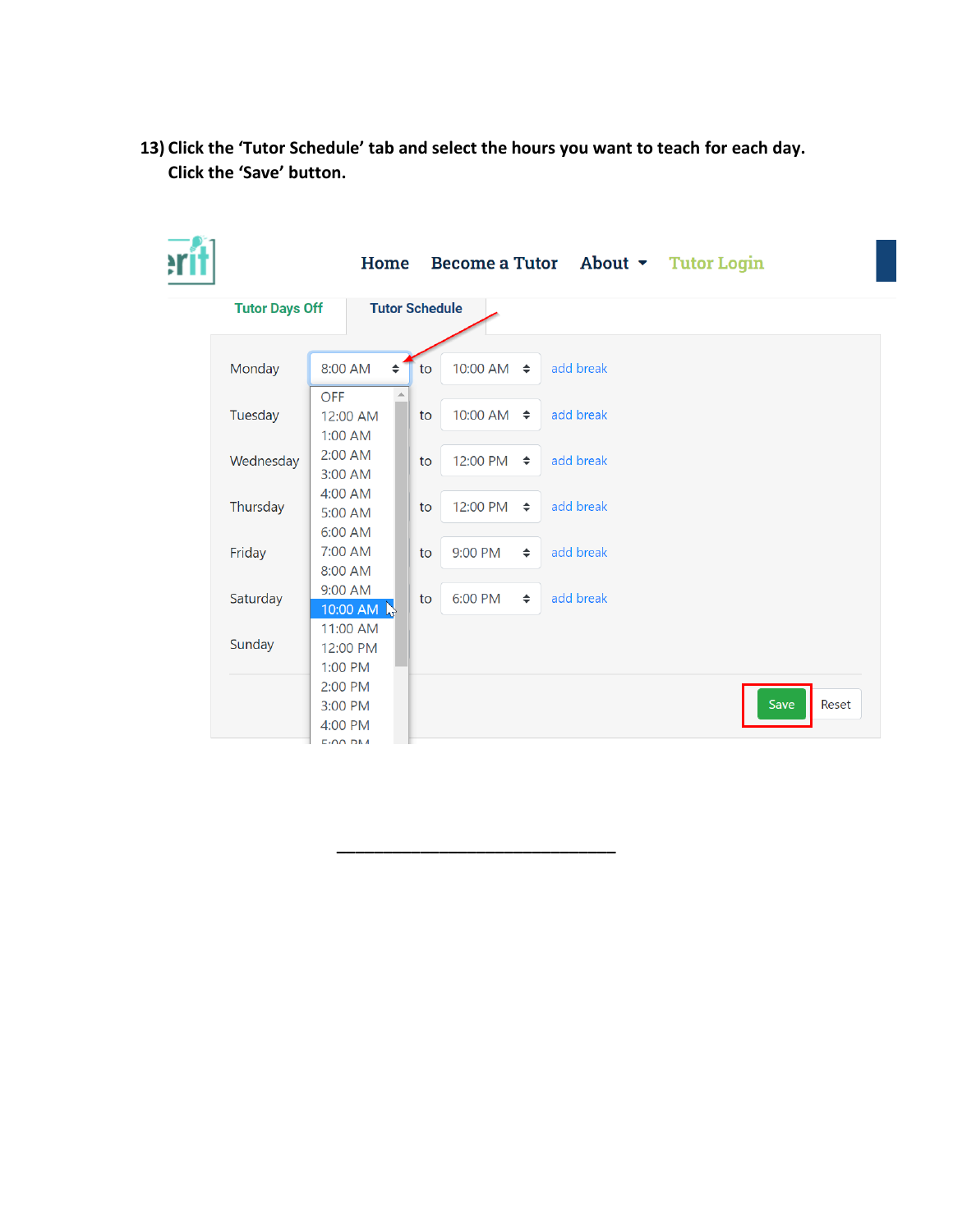13) **Click the 'Tutor Schedule' tab and select the hours you want to teach for each day. Click the 'Save' button.**

Home Become a Tutor About Tutor Login

Tutor Days Off Tutor Schedule

Monday 8:00 AM to 10:00 AM add break

Tuesday to 10:00 AM add break

Wednesday to 12:00 PM add break

Thursday to 12:00 PM add break

Friday to 9:00 PM add break

Saturday to 6:00 PM add break

Sunday

OFF
12:00 AM
1:00 AM
2:00 AM
3:00 AM
4:00 AM
5:00 AM
6:00 AM
7:00 AM
8:00 AM
9:00 AM
10:00 AM
11:00 AM
12:00 PM
1:00 PM
2:00 PM
3:00 PM
4:00 PM

Save Reset

\_\_\_\_\_\_\_\_\_\_\_\_\_\_\_\_\_\_\_\_\_\_\_\_\_\_\_\_\_\_\_\_\_\_